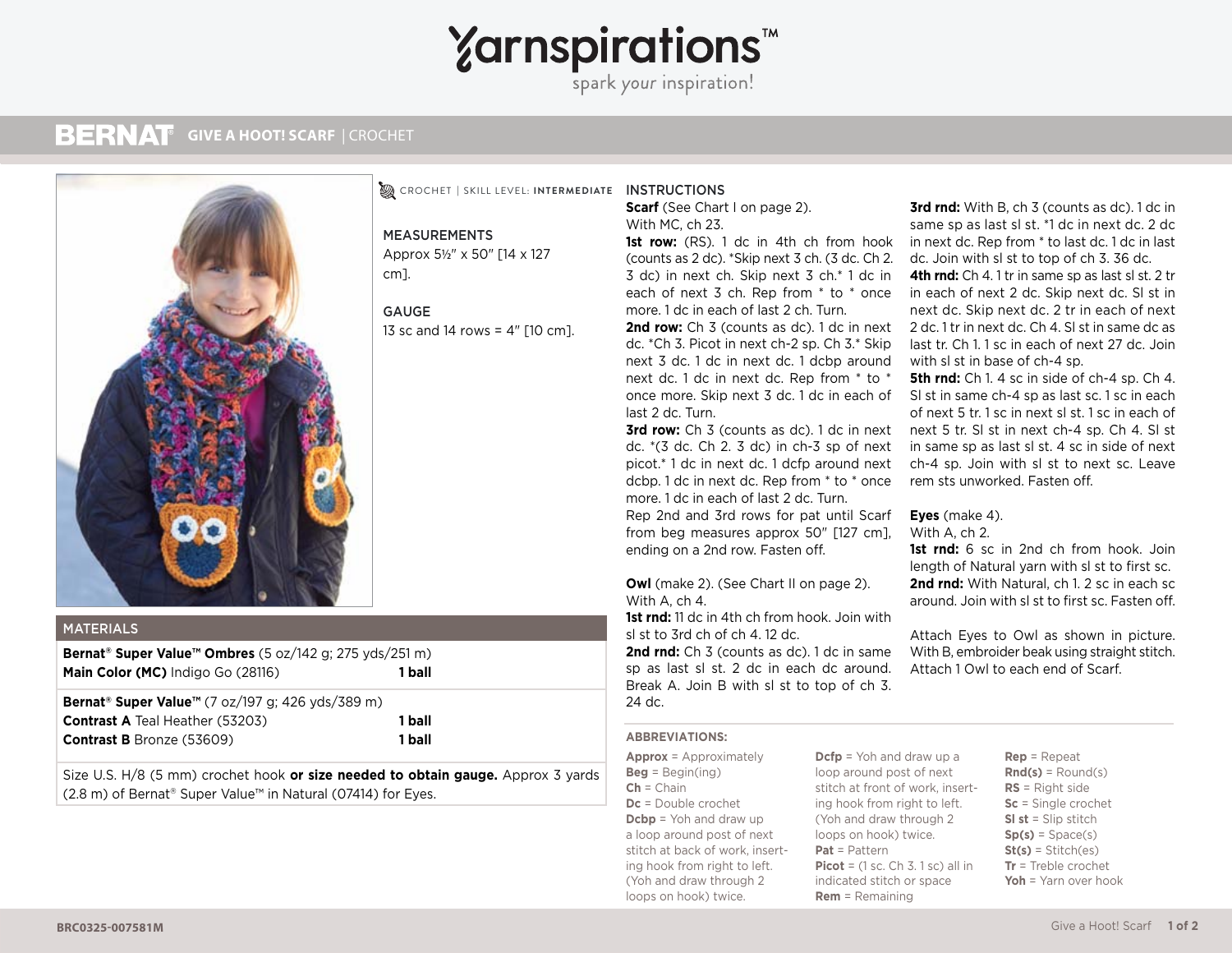# Yarnspirations™

spark your inspiration!

## BERNAT® GIVE A HOOT! SCARF | CROCHET

CROCHET | SKILL LEVEL: **INTERMEDIATE**

### MEASUREMENTS

Approx 5½" x 50" [14 x 127 cm].

### GAUGE

13 sc and 14 rows = 4" [10 cm].

### MATERIALS

| | |
|---|---|
| **Bernat® Super Value™ Ombres** (5 oz/142 g; 275 yds/251 m) | |
| **Main Color (MC)** Indigo Go (28116) | **1 ball** |
| **Bernat® Super Value™** (7 oz/197 g; 426 yds/389 m) | |
| **Contrast A** Teal Heather (53203) | **1 ball** |
| **Contrast B** Bronze (53609) | **1 ball** |

Size U.S. H/8 (5 mm) crochet hook **or size needed to obtain gauge.** Approx 3 yards (2.8 m) of Bernat® Super Value™ in Natural (07414) for Eyes.

### INSTRUCTIONS

**Scarf** (See Chart I on page 2).

With MC, ch 23.

**1st row:** (RS). 1 dc in 4th ch from hook (counts as 2 dc). *Skip next 3 ch. (3 dc. Ch 2. 3 dc) in next ch. Skip next 3 ch.* 1 dc in each of next 3 ch. Rep from * to * once more. 1 dc in each of last 2 ch. Turn.

**2nd row:** Ch 3 (counts as dc). 1 dc in next dc. *Ch 3. Picot in next ch-2 sp. Ch 3.* Skip next 3 dc. 1 dc in next dc. 1 dcbp around next dc. 1 dc in next dc. Rep from * to * once more. Skip next 3 dc. 1 dc in each of last 2 dc. Turn.

**3rd row:** Ch 3 (counts as dc). 1 dc in next dc. *(3 dc. Ch 2. 3 dc) in ch-3 sp of next picot.* 1 dc in next dc. 1 dcfp around next dcbp. 1 dc in next dc. Rep from * to * once more. 1 dc in each of last 2 dc. Turn.

Rep 2nd and 3rd rows for pat until Scarf from beg measures approx 50" [127 cm], ending on a 2nd row. Fasten off.

**Owl** (make 2). (See Chart II on page 2).

With A, ch 4.

**1st rnd:** 11 dc in 4th ch from hook. Join with sl st to 3rd ch of ch 4. 12 dc.

**2nd rnd:** Ch 3 (counts as dc). 1 dc in same sp as last sl st. 2 dc in each dc around. Break A. Join B with sl st to top of ch 3. 24 dc.

**3rd rnd:** With B, ch 3 (counts as dc). 1 dc in same sp as last sl st. *1 dc in next dc. 2 dc in next dc. Rep from * to last dc. 1 dc in last dc. Join with sl st to top of ch 3. 36 dc.

**4th rnd:** Ch 4. 1 tr in same sp as last sl st. 2 tr in each of next 2 dc. Skip next dc. Sl st in next dc. Skip next dc. 2 tr in each of next 2 dc. 1 tr in next dc. Ch 4. Sl st in same dc as last tr. Ch 1. 1 sc in each of next 27 dc. Join with sl st in base of ch-4 sp.

**5th rnd:** Ch 1. 4 sc in side of ch-4 sp. Ch 4. Sl st in same ch-4 sp as last sc. 1 sc in each of next 5 tr. 1 sc in next sl st. 1 sc in each of next 5 tr. Sl st in next ch-4 sp. Ch 4. Sl st in same sp as last sl st. 4 sc in side of next ch-4 sp. Join with sl st to next sc. Leave rem sts unworked. Fasten off.

**Eyes** (make 4).

With A, ch 2.

**1st rnd:** 6 sc in 2nd ch from hook. Join length of Natural yarn with sl st to first sc.

**2nd rnd:** With Natural, ch 1. 2 sc in each sc around. Join with sl st to first sc. Fasten off.

Attach Eyes to Owl as shown in picture. With B, embroider beak using straight stitch. Attach 1 Owl to each end of Scarf.

### ABBREVIATIONS:

**Approx** = Approximately
**Beg** = Begin(ing)
**Ch** = Chain
**Dc** = Double crochet
**Dcbp** = Yoh and draw up a loop around post of next stitch at back of work, inserting hook from right to left. (Yoh and draw through 2 loops on hook) twice.
**Dcfp** = Yoh and draw up a loop around post of next stitch at front of work, inserting hook from right to left. (Yoh and draw through 2 loops on hook) twice.
**Pat** = Pattern
**Picot** = (1 sc. Ch 3. 1 sc) all in indicated stitch or space
**Rem** = Remaining
**Rep** = Repeat
**Rnd(s)** = Round(s)
**RS** = Right side
**Sc** = Single crochet
**Sl st** = Slip stitch
**Sp(s)** = Space(s)
**St(s)** = Stitch(es)
**Tr** = Treble crochet
**Yoh** = Yarn over hook

BRC0325-007581M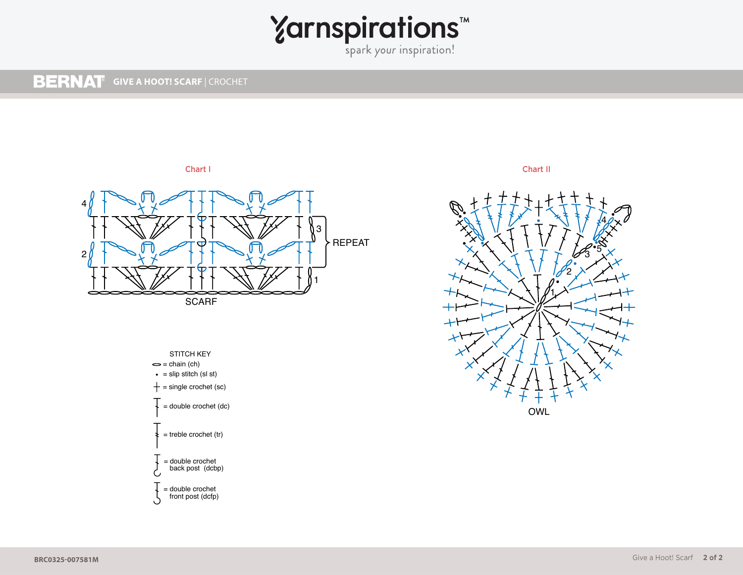## Chart I

4

2

3

1

REPEAT

SCARF

STITCH KEY

= chain (ch)

= slip stitch (sl st)

= single crochet (sc)

= double crochet (dc)

= treble crochet (tr)

= double crochet back post (dcbp)

= double crochet front post (dcfp)

## Chart II

1

2

3

4

5

OWL

BRC0325-007581M